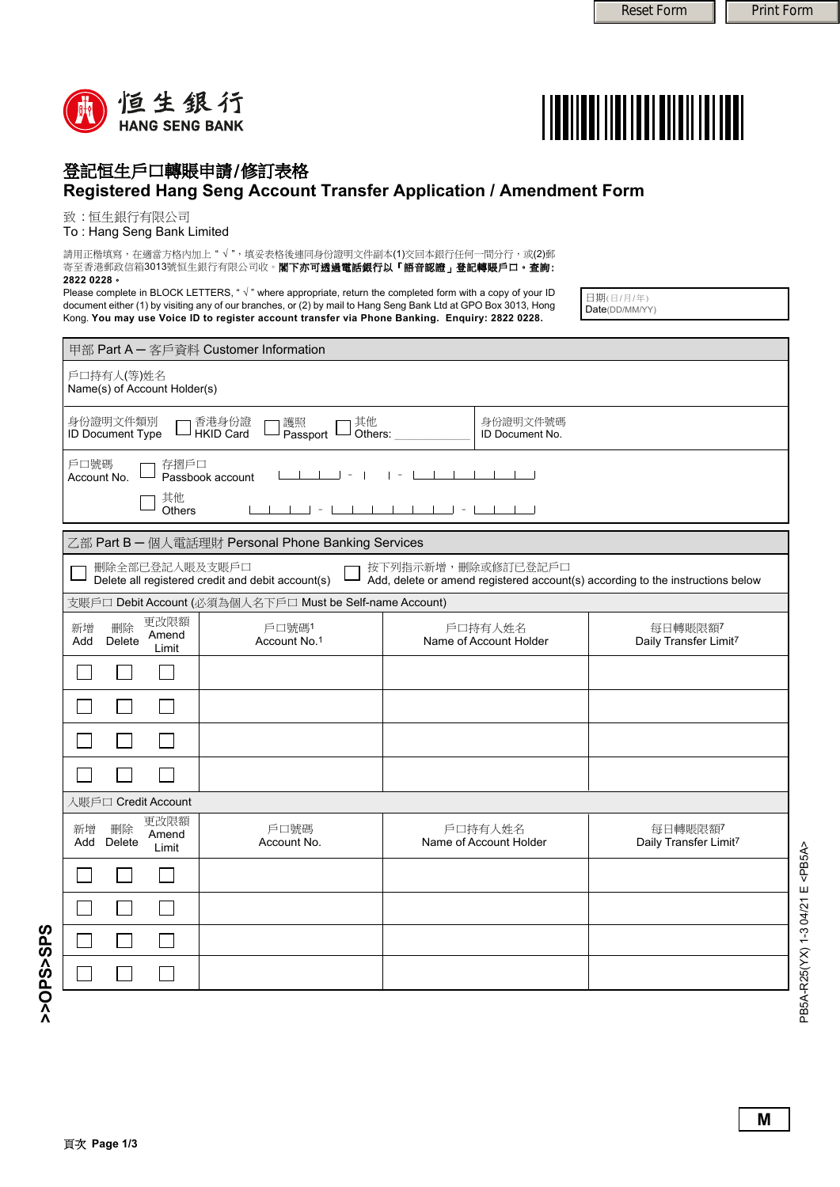恒生銀行
HANG SENG BANK

# 登記恒生戶口轉賬申請/修訂表格
# Registered Hang Seng Account Transfer Application / Amendment Form

致：恒生銀行有限公司
To : Hang Seng Bank Limited

請用正楷填寫，在適當方格內加上 " √ "，填妥表格後連同身份證明文件副本(1)交回本銀行任何一間分行，或(2)郵寄至香港郵政信箱3013號恒生銀行有限公司收。**閣下亦可透過電話銀行以「語音認證」登記轉賬戶口。查詢：2822 0228。**

Please complete in BLOCK LETTERS, " √ " where appropriate, return the completed form with a copy of your ID document either (1) by visiting any of our branches, or (2) by mail to Hang Seng Bank Ltd at GPO Box 3013, Hong Kong. **You may use Voice ID to register account transfer via Phone Banking. Enquiry: 2822 0228.**

日期(日/月/年) Date(DD/MM/YY)

## 甲部 Part A — 客戶資料 Customer Information

戶口持有人(等)姓名
Name(s) of Account Holder(s)

身份證明文件類別 ID Document Type ☐ 香港身份證 HKID Card ☐ 護照 Passport ☐ 其他 Others: ______

身份證明文件號碼 ID Document No.

戶口號碼 Account No.
☐ 存摺戶口 Passbook account ___ - _ - ___
☐ 其他 Others ___ - ___ - ___

## 乙部 Part B — 個人電話理財 Personal Phone Banking Services

☐ 刪除全部已登記入賬及支賬戶口 Delete all registered credit and debit account(s)

☐ 按下列指示新增，刪除或修訂已登記戶口 Add, delete or amend registered account(s) according to the instructions below

支賬戶口 Debit Account (必須為個人名下戶口 Must be Self-name Account)

| 新增 Add | 刪除 Delete | 更改限額 Amend Limit | 戶口號碼[1] Account No.[1] | 戶口持有人姓名 Name of Account Holder | 每日轉賬限額[7] Daily Transfer Limit[7] |
|---|---|---|---|---|---|
| ☐ | ☐ | ☐ | | | |
| ☐ | ☐ | ☐ | | | |
| ☐ | ☐ | ☐ | | | |
| ☐ | ☐ | ☐ | | | |

入賬戶口 Credit Account

| 新增 Add | 刪除 Delete | 更改限額 Amend Limit | 戶口號碼 Account No. | 戶口持有人姓名 Name of Account Holder | 每日轉賬限額[7] Daily Transfer Limit[7] |
|---|---|---|---|---|---|
| ☐ | ☐ | ☐ | | | |
| ☐ | ☐ | ☐ | | | |
| ☐ | ☐ | ☐ | | | |
| ☐ | ☐ | ☐ | | | |

>>OPS>SPS

PB5A-R25(YX) 1-3 04/21 E <PB5A>

M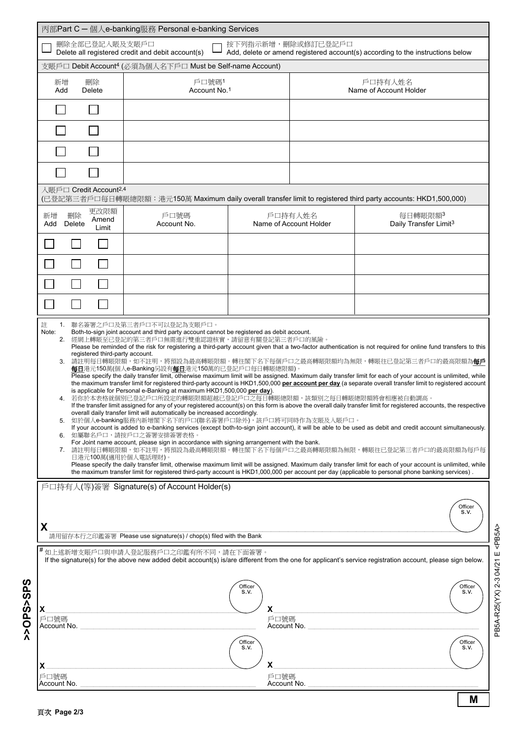## 丙部Part C — 個人e-banking服務 Personal e-banking Services

☐ 刪除全部已登記入賬及支賬戶口 Delete all registered credit and debit account(s)　☐ 按下列指示新增，刪除或修訂已登記戶口 Add, delete or amend registered account(s) according to the instructions below

### 支賬戶口 Debit Account[4] (必須為個人名下戶口 Must be Self-name Account)

| 新增 Add | 刪除 Delete | 戶口號碼[1] Account No.[1] | 戶口持有人姓名 Name of Account Holder |
|---|---|---|---|
| ☐ | ☐ | | |
| ☐ | ☐ | | |
| ☐ | ☐ | | |
| ☐ | ☐ | | |

### 入賬戶口 Credit Account[2,4]

(已登記第三者戶口每日轉賬總限額：港元150萬 Maximum daily overall transfer limit to registered third party accounts: HKD1,500,000)

| 新增 Add | 刪除 Delete | 更改限額 Amend Limit | 戶口號碼 Account No. | 戶口持有人姓名 Name of Account Holder | 每日轉賬限額[3] Daily Transfer Limit[3] |
|---|---|---|---|---|---|
| ☐ | ☐ | ☐ | | | |
| ☐ | ☐ | ☐ | | | |
| ☐ | ☐ | ☐ | | | |
| ☐ | ☐ | ☐ | | | |

註 Note:

1. 聯名簽署之戶口及第三者戶口不可以登記為支賬戶口。
   Both-to-sign joint account and third party account cannot be registered as debit account.
2. 經網上轉賬至已登記的第三者戶口無需進行雙重認證核實，請留意有關登記第三者戶口的風險。
   Please be reminded of the risk for registering a third-party account given that a two-factor authentication is not required for online fund transfers to this registered third-party account.
3. 請註明每日轉賬限額，如不註明，將預設為最高轉賬限額。轉往閣下名下每個戶口之最高轉賬限額均為無限，轉賬往已登記第三者戶口的最高限額為**每戶每日**港元150萬(個人e-Banking另設有**每日**港元150萬的已登記戶口每日轉賬總限額)。
   Please specify the daily transfer limit, otherwise maximum limit will be assigned. Maximum daily transfer limit for each of your account is unlimited, while the maximum transfer limit for registered third-party account is HKD1,500,000 **per account per day** (a separate overall transfer limit to registered account is applicable for Personal e-Banking at maximum HKD1,500,000 **per day**).
4. 若你於本表格就個別已登記戶口所設定的轉賬限額超越已登記戶口之每日轉賬總限額，該類別之每日轉賬總限額將會相應被自動調高。
   If the transfer limit assigned for any of your registered account(s) on this form is above the overall daily transfer limit for registered accounts, the respective overall daily transfer limit will automatically be increased accordingly.
5. 如於個人e-banking服務內新增閣下名下的戶口(聯名簽署戶口除外)，該戶口將可同時作為支賬及入賬戶口。
   If your account is added to e-banking services (except both-to-sign joint account), it will be able to be used as debit and credit account simultaneously.
6. 如屬聯名戶口，請按戶口之簽署安排簽署表格。
   For Joint name account, please sign in accordance with signing arrangement with the bank.
7. 請註明每日轉賬限額，如不註明，將預設為最高轉賬限額。轉往閣下名下每個戶口之最高轉賬限額為無限，轉賬往已登記第三者戶口的最高限額為每戶每日港元100萬(適用於個人電話理財)。
   Please specify the daily transfer limit, otherwise maximum limit will be assigned. Maximum daily transfer limit for each of your account is unlimited, while the maximum transfer limit for registered third-party account is HKD1,000,000 per account per day (applicable to personal phone banking services) .

### 戶口持有人(等)簽署 Signature(s) of Account Holder(s)

X ______________________________ Officer S.V.

請用留存本行之印鑑簽署 Please use signature(s) / chop(s) filed with the Bank

\# 如上述新增支賬戶口與申請人登記服務戶口之印鑑有所不同，請在下面簽署。
If the signature(s) for the above new added debit account(s) is/are different from the one for applicant's service registration account, please sign below.

X ______________ Officer S.V.　　X ______________ Officer S.V.
戶口號碼 Account No. ______________　　戶口號碼 Account No. ______________

X ______________ Officer S.V.　　X ______________ Officer S.V.
戶口號碼 Account No. ______________　　戶口號碼 Account No. ______________

M

PB5A-R25(YX) 2-3 04/21 E <PB5A>

>>OPS>SPS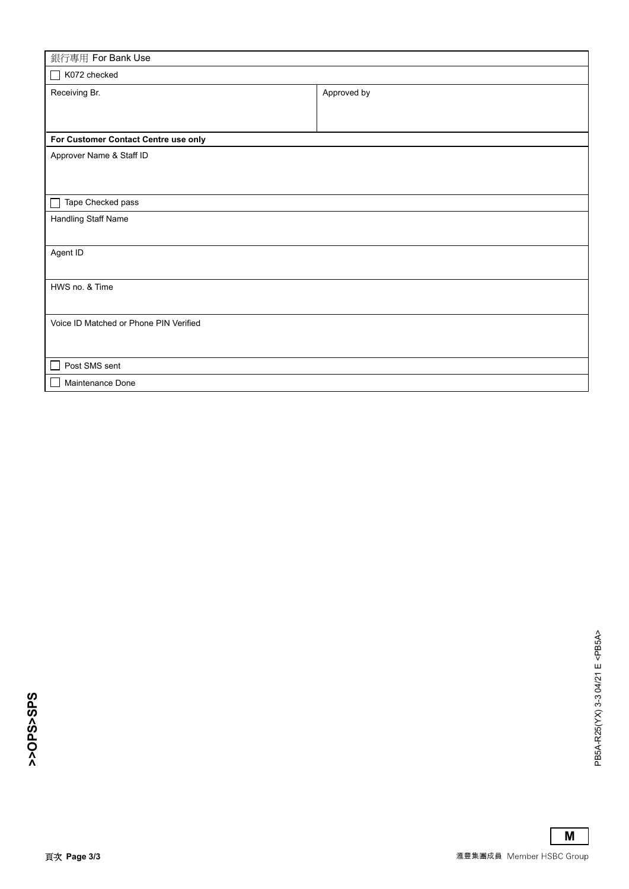| 銀行專用 For Bank Use | |
|---|---|
| ☐ K072 checked | |
| Receiving Br. | Approved by |

| **For Customer Contact Centre use only** |
|---|
| Approver Name & Staff ID |
| ☐ Tape Checked pass |
| Handling Staff Name |
| Agent ID |
| HWS no. & Time |
| Voice ID Matched or Phone PIN Verified |
| ☐ Post SMS sent |
| ☐ Maintenance Done |

>>OPS>SPS

PB5A-R25(YX) 3-3 04/21 E <PB5A>

M

滙豐集團成員 Member HSBC Group